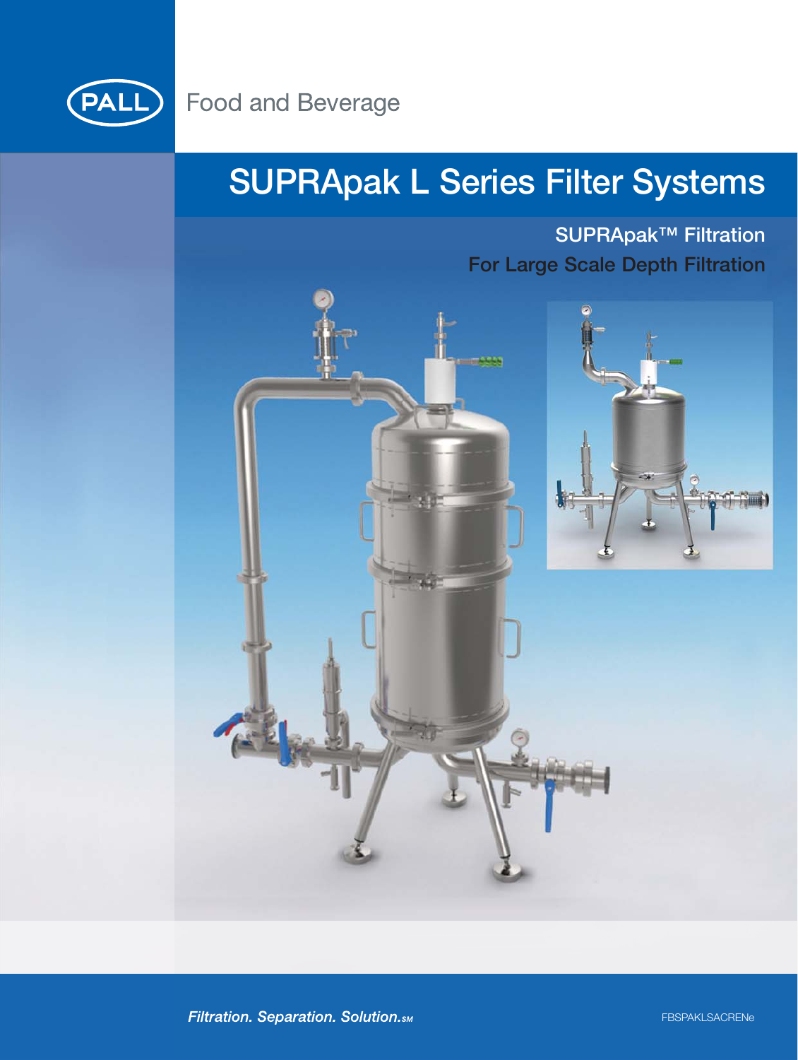PALL

Food and Beverage

# SUPRApak L Series Filter Systems

## SUPRApak™ Filtration

## For Large Scale Depth Filtration

*Filtration. Separation. Solution.SM*

FBSPAKLSACRENe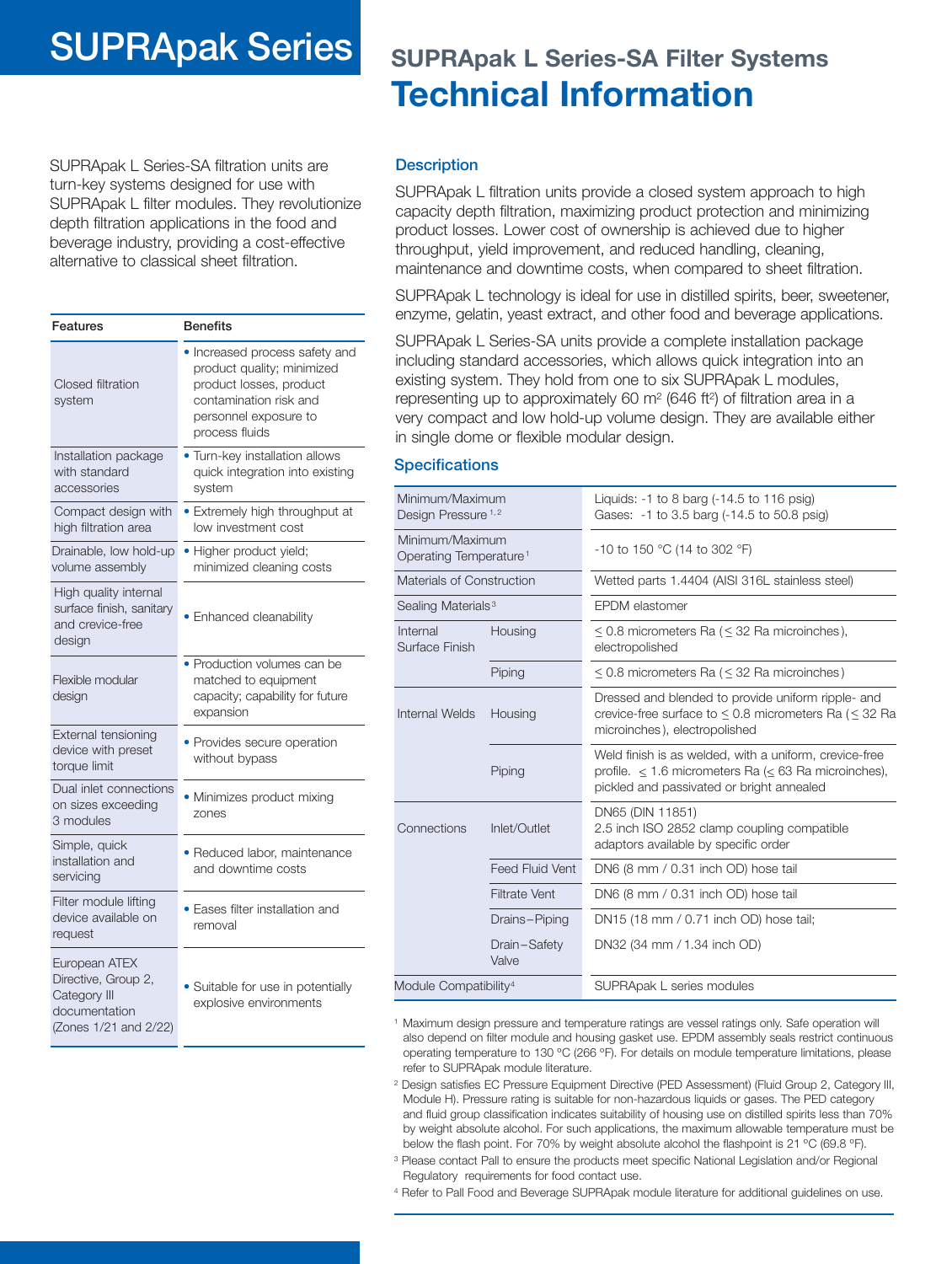# SUPRApak Series

## SUPRApak L Series-SA Filter Systems

# Technical Information

SUPRApak L Series-SA filtration units are turn-key systems designed for use with SUPRApak L filter modules. They revolutionize depth filtration applications in the food and beverage industry, providing a cost-effective alternative to classical sheet filtration.

| Features | Benefits |
|---|---|
| Closed filtration system | • Increased process safety and product quality; minimized product losses, product contamination risk and personnel exposure to process fluids |
| Installation package with standard accessories | • Turn-key installation allows quick integration into existing system |
| Compact design with high filtration area | • Extremely high throughput at low investment cost |
| Drainable, low hold-up volume assembly | • Higher product yield; minimized cleaning costs |
| High quality internal surface finish, sanitary and crevice-free design | • Enhanced cleanability |
| Flexible modular design | • Production volumes can be matched to equipment capacity; capability for future expansion |
| External tensioning device with preset torque limit | • Provides secure operation without bypass |
| Dual inlet connections on sizes exceeding 3 modules | • Minimizes product mixing zones |
| Simple, quick installation and servicing | • Reduced labor, maintenance and downtime costs |
| Filter module lifting device available on request | • Eases filter installation and removal |
| European ATEX Directive, Group 2, Category III documentation (Zones 1/21 and 2/22) | • Suitable for use in potentially explosive environments |

### Description

SUPRApak L filtration units provide a closed system approach to high capacity depth filtration, maximizing product protection and minimizing product losses. Lower cost of ownership is achieved due to higher throughput, yield improvement, and reduced handling, cleaning, maintenance and downtime costs, when compared to sheet filtration.

SUPRApak L technology is ideal for use in distilled spirits, beer, sweetener, enzyme, gelatin, yeast extract, and other food and beverage applications.

SUPRApak L Series-SA units provide a complete installation package including standard accessories, which allows quick integration into an existing system. They hold from one to six SUPRApak L modules, representing up to approximately 60 m² (646 ft²) of filtration area in a very compact and low hold-up volume design. They are available either in single dome or flexible modular design.

### Specifications

| | | |
|---|---|---|
| Minimum/Maximum Design Pressure [1,2] | | Liquids: -1 to 8 barg (-14.5 to 116 psig)<br>Gases: -1 to 3.5 barg (-14.5 to 50.8 psig) |
| Minimum/Maximum Operating Temperature [1] | | -10 to 150 °C (14 to 302 °F) |
| Materials of Construction | | Wetted parts 1.4404 (AISI 316L stainless steel) |
| Sealing Materials [3] | | EPDM elastomer |
| Internal Surface Finish | Housing | ≤ 0.8 micrometers Ra (≤ 32 Ra microinches), electropolished |
| | Piping | ≤ 0.8 micrometers Ra (≤ 32 Ra microinches) |
| Internal Welds | Housing | Dressed and blended to provide uniform ripple- and crevice-free surface to ≤ 0.8 micrometers Ra (≤ 32 Ra microinches), electropolished |
| | Piping | Weld finish is as welded, with a uniform, crevice-free profile. ≤ 1.6 micrometers Ra (≤ 63 Ra microinches), pickled and passivated or bright annealed |
| Connections | Inlet/Outlet | DN65 (DIN 11851)<br>2.5 inch ISO 2852 clamp coupling compatible adaptors available by specific order |
| | Feed Fluid Vent | DN6 (8 mm / 0.31 inch OD) hose tail |
| | Filtrate Vent | DN6 (8 mm / 0.31 inch OD) hose tail |
| | Drains–Piping | DN15 (18 mm / 0.71 inch OD) hose tail; |
| | Drain–Safety Valve | DN32 (34 mm / 1.34 inch OD) |
| Module Compatibility [4] | | SUPRApak L series modules |

[1] Maximum design pressure and temperature ratings are vessel ratings only. Safe operation will also depend on filter module and housing gasket use. EPDM assembly seals restrict continuous operating temperature to 130 °C (266 °F). For details on module temperature limitations, please refer to SUPRApak module literature.

[2] Design satisfies EC Pressure Equipment Directive (PED Assessment) (Fluid Group 2, Category III, Module H). Pressure rating is suitable for non-hazardous liquids or gases. The PED category and fluid group classification indicates suitability of housing use on distilled spirits less than 70% by weight absolute alcohol. For such applications, the maximum allowable temperature must be below the flash point. For 70% by weight absolute alcohol the flashpoint is 21 °C (69.8 °F).

[3] Please contact Pall to ensure the products meet specific National Legislation and/or Regional Regulatory requirements for food contact use.

[4] Refer to Pall Food and Beverage SUPRApak module literature for additional guidelines on use.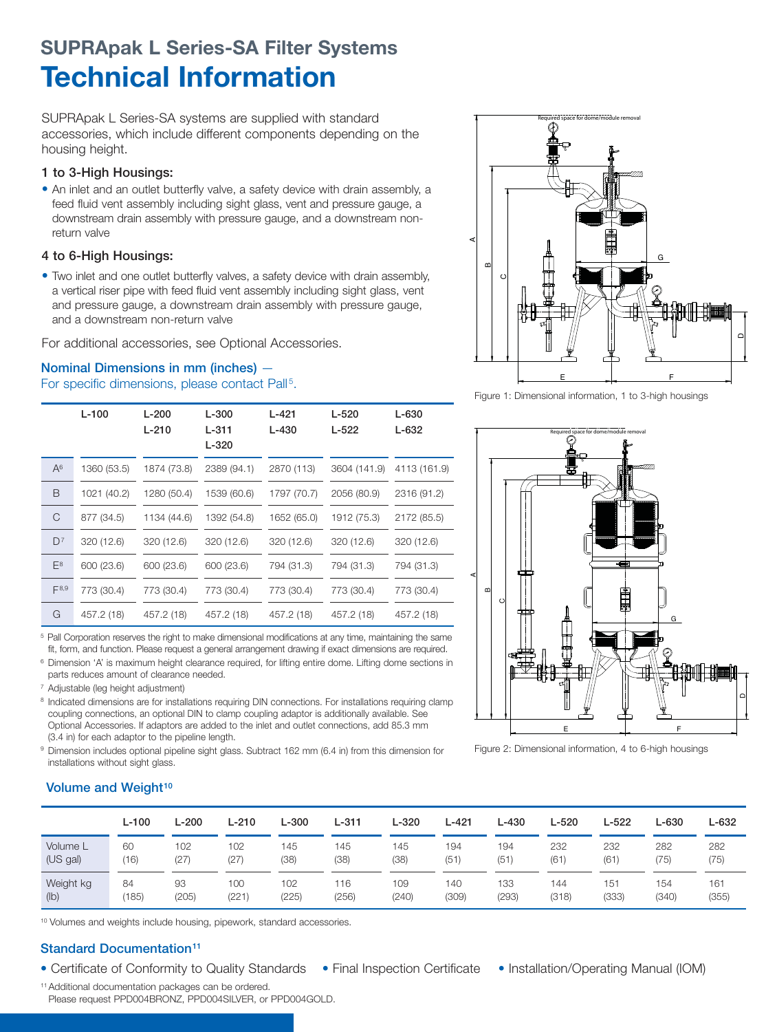# SUPRApak L Series-SA Filter Systems

# Technical Information

SUPRApak L Series-SA systems are supplied with standard accessories, which include different components depending on the housing height.

### 1 to 3-High Housings:

- An inlet and an outlet butterfly valve, a safety device with drain assembly, a feed fluid vent assembly including sight glass, vent and pressure gauge, a downstream drain assembly with pressure gauge, and a downstream non-return valve

### 4 to 6-High Housings:

- Two inlet and one outlet butterfly valves, a safety device with drain assembly, a vertical riser pipe with feed fluid vent assembly including sight glass, vent and pressure gauge, a downstream drain assembly with pressure gauge, and a downstream non-return valve

For additional accessories, see Optional Accessories.

### Nominal Dimensions in mm (inches) — For specific dimensions, please contact Pall[5].

| | L-100 | L-200 L-210 | L-300 L-311 L-320 | L-421 L-430 | L-520 L-522 | L-630 L-632 |
|---|---|---|---|---|---|---|
| A[6] | 1360 (53.5) | 1874 (73.8) | 2389 (94.1) | 2870 (113) | 3604 (141.9) | 4113 (161.9) |
| B | 1021 (40.2) | 1280 (50.4) | 1539 (60.6) | 1797 (70.7) | 2056 (80.9) | 2316 (91.2) |
| C | 877 (34.5) | 1134 (44.6) | 1392 (54.8) | 1652 (65.0) | 1912 (75.3) | 2172 (85.5) |
| D[7] | 320 (12.6) | 320 (12.6) | 320 (12.6) | 320 (12.6) | 320 (12.6) | 320 (12.6) |
| E[8] | 600 (23.6) | 600 (23.6) | 600 (23.6) | 794 (31.3) | 794 (31.3) | 794 (31.3) |
| F[8,9] | 773 (30.4) | 773 (30.4) | 773 (30.4) | 773 (30.4) | 773 (30.4) | 773 (30.4) |
| G | 457.2 (18) | 457.2 (18) | 457.2 (18) | 457.2 (18) | 457.2 (18) | 457.2 (18) |

[5] Pall Corporation reserves the right to make dimensional modifications at any time, maintaining the same fit, form, and function. Please request a general arrangement drawing if exact dimensions are required.

[6] Dimension 'A' is maximum height clearance required, for lifting entire dome. Lifting dome sections in parts reduces amount of clearance needed.

[7] Adjustable (leg height adjustment)

[8] Indicated dimensions are for installations requiring DIN connections. For installations requiring clamp coupling connections, an optional DIN to clamp coupling adaptor is additionally available. See Optional Accessories. If adaptors are added to the inlet and outlet connections, add 85.3 mm (3.4 in) for each adaptor to the pipeline length.

[9] Dimension includes optional pipeline sight glass. Subtract 162 mm (6.4 in) from this dimension for installations without sight glass.

Figure 1: Dimensional information, 1 to 3-high housings

Figure 2: Dimensional information, 4 to 6-high housings

### Volume and Weight[10]

| | L-100 | L-200 | L-210 | L-300 | L-311 | L-320 | L-421 | L-430 | L-520 | L-522 | L-630 | L-632 |
|---|---|---|---|---|---|---|---|---|---|---|---|---|
| Volume L (US gal) | 60 (16) | 102 (27) | 102 (27) | 145 (38) | 145 (38) | 145 (38) | 194 (51) | 194 (51) | 232 (61) | 232 (61) | 282 (75) | 282 (75) |
| Weight kg (lb) | 84 (185) | 93 (205) | 100 (221) | 102 (225) | 116 (256) | 109 (240) | 140 (309) | 133 (293) | 144 (318) | 151 (333) | 154 (340) | 161 (355) |

[10] Volumes and weights include housing, pipework, standard accessories.

### Standard Documentation[11]

- Certificate of Conformity to Quality Standards
- Final Inspection Certificate
- Installation/Operating Manual (IOM)

[11] Additional documentation packages can be ordered. Please request PPD004BRONZ, PPD004SILVER, or PPD004GOLD.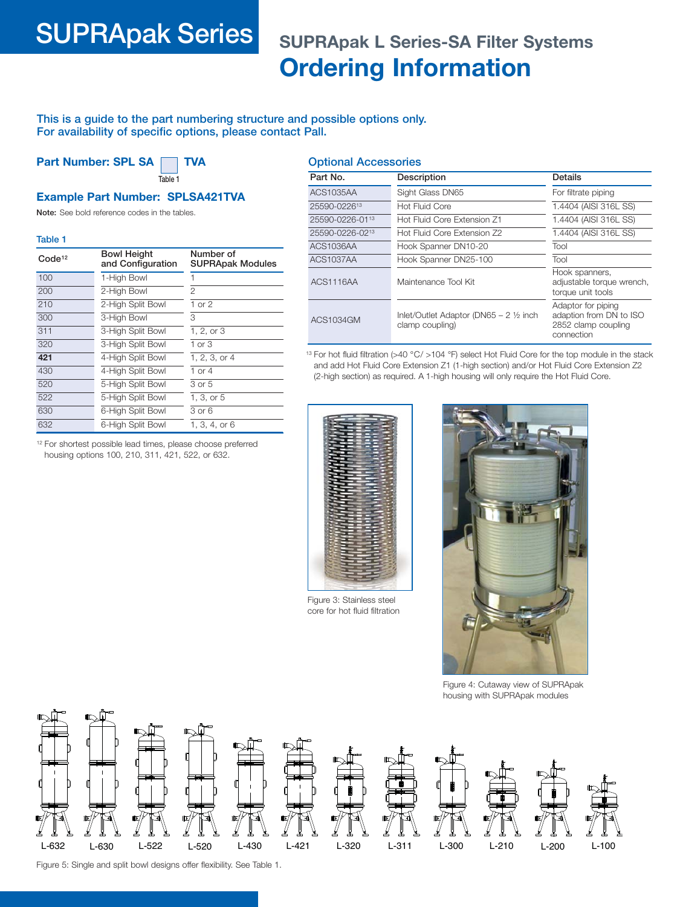# SUPRApak Series

## SUPRApak L Series-SA Filter Systems

# Ordering Information

**This is a guide to the part numbering structure and possible options only. For availability of specific options, please contact Pall.**

### Part Number: SPL SA [Table 1] TVA

### Example Part Number: SPLSA421TVA

**Note:** See bold reference codes in the tables.

**Table 1**

| Code[12] | Bowl Height and Configuration | Number of SUPRApak Modules |
|---|---|---|
| 100 | 1-High Bowl | 1 |
| 200 | 2-High Bowl | 2 |
| 210 | 2-High Split Bowl | 1 or 2 |
| 300 | 3-High Bowl | 3 |
| 311 | 3-High Split Bowl | 1, 2, or 3 |
| 320 | 3-High Split Bowl | 1 or 3 |
| **421** | 4-High Split Bowl | 1, 2, 3, or 4 |
| 430 | 4-High Split Bowl | 1 or 4 |
| 520 | 5-High Split Bowl | 3 or 5 |
| 522 | 5-High Split Bowl | 1, 3, or 5 |
| 630 | 6-High Split Bowl | 3 or 6 |
| 632 | 6-High Split Bowl | 1, 3, 4, or 6 |

[12] For shortest possible lead times, please choose preferred housing options 100, 210, 311, 421, 522, or 632.

### Optional Accessories

| Part No. | Description | Details |
|---|---|---|
| ACS1035AA | Sight Glass DN65 | For filtrate piping |
| 25590-0226[13] | Hot Fluid Core | 1.4404 (AISI 316L SS) |
| 25590-0226-01[13] | Hot Fluid Core Extension Z1 | 1.4404 (AISI 316L SS) |
| 25590-0226-02[13] | Hot Fluid Core Extension Z2 | 1.4404 (AISI 316L SS) |
| ACS1036AA | Hook Spanner DN10-20 | Tool |
| ACS1037AA | Hook Spanner DN25-100 | Tool |
| ACS1116AA | Maintenance Tool Kit | Hook spanners, adjustable torque wrench, torque unit tools |
| ACS1034GM | Inlet/Outlet Adaptor (DN65 – 2 ½ inch clamp coupling) | Adaptor for piping adaption from DN to ISO 2852 clamp coupling connection |

[13] For hot fluid filtration (>40 °C/ >104 °F) select Hot Fluid Core for the top module in the stack and add Hot Fluid Core Extension Z1 (1-high section) and/or Hot Fluid Core Extension Z2 (2-high section) as required. A 1-high housing will only require the Hot Fluid Core.

Figure 3: Stainless steel core for hot fluid filtration

Figure 4: Cutaway view of SUPRApak housing with SUPRApak modules

L-632 L-630 L-522 L-520 L-430 L-421 L-320 L-311 L-300 L-210 L-200 L-100

Figure 5: Single and split bowl designs offer flexibility. See Table 1.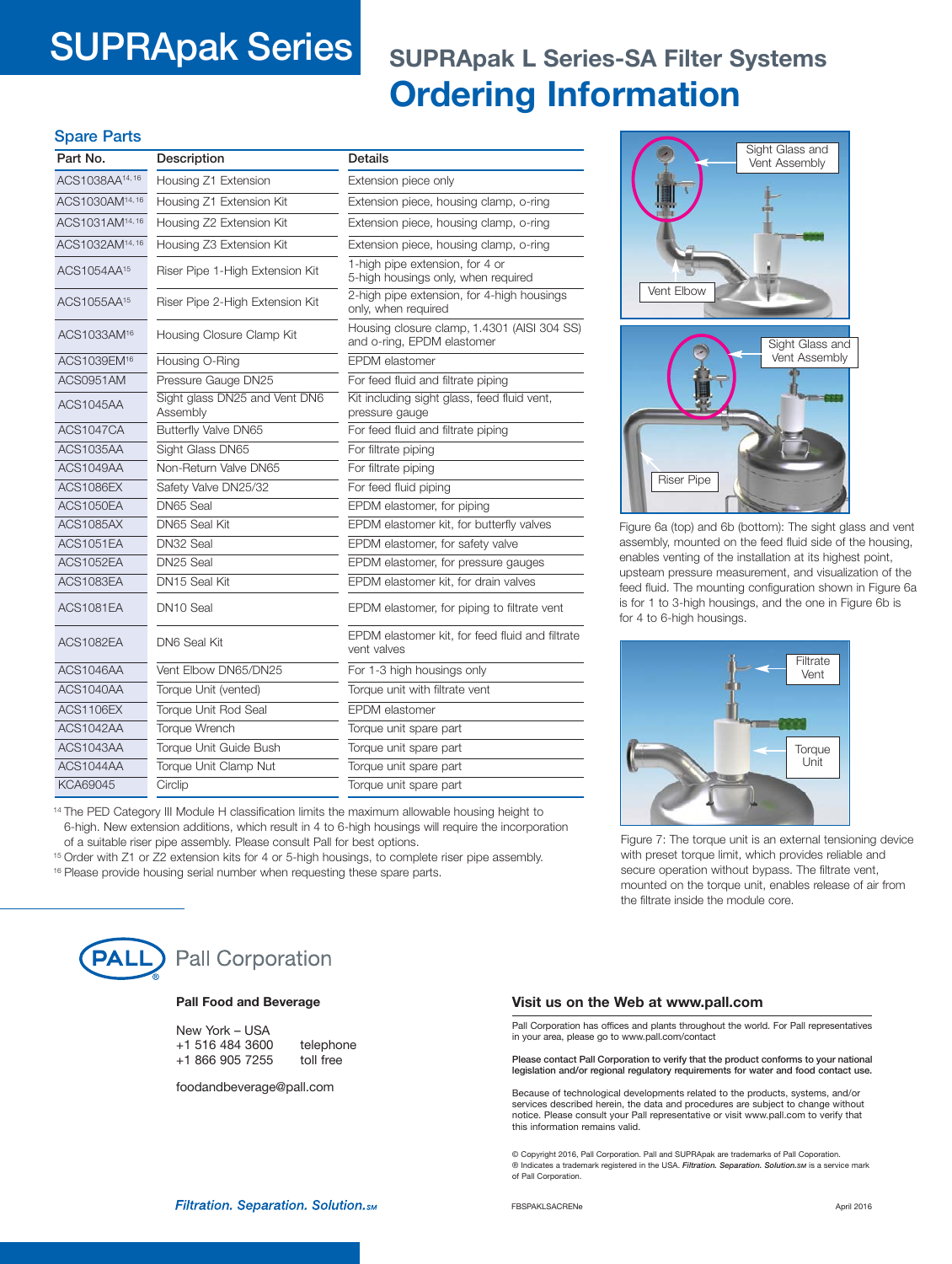# SUPRApak Series

## SUPRApak L Series-SA Filter Systems

# Ordering Information

### Spare Parts

| Part No. | Description | Details |
|---|---|---|
| ACS1038AA[14, 16] | Housing Z1 Extension | Extension piece only |
| ACS1030AM[14, 16] | Housing Z1 Extension Kit | Extension piece, housing clamp, o-ring |
| ACS1031AM[14, 16] | Housing Z2 Extension Kit | Extension piece, housing clamp, o-ring |
| ACS1032AM[14, 16] | Housing Z3 Extension Kit | Extension piece, housing clamp, o-ring |
| ACS1054AA[15] | Riser Pipe 1-High Extension Kit | 1-high pipe extension, for 4 or 5-high housings only, when required |
| ACS1055AA[15] | Riser Pipe 2-High Extension Kit | 2-high pipe extension, for 4-high housings only, when required |
| ACS1033AM[16] | Housing Closure Clamp Kit | Housing closure clamp, 1.4301 (AISI 304 SS) and o-ring, EPDM elastomer |
| ACS1039EM[16] | Housing O-Ring | EPDM elastomer |
| ACS0951AM | Pressure Gauge DN25 | For feed fluid and filtrate piping |
| ACS1045AA | Sight glass DN25 and Vent DN6 Assembly | Kit including sight glass, feed fluid vent, pressure gauge |
| ACS1047CA | Butterfly Valve DN65 | For feed fluid and filtrate piping |
| ACS1035AA | Sight Glass DN65 | For filtrate piping |
| ACS1049AA | Non-Return Valve DN65 | For filtrate piping |
| ACS1086EX | Safety Valve DN25/32 | For feed fluid piping |
| ACS1050EA | DN65 Seal | EPDM elastomer, for piping |
| ACS1085AX | DN65 Seal Kit | EPDM elastomer kit, for butterfly valves |
| ACS1051EA | DN32 Seal | EPDM elastomer, for safety valve |
| ACS1052EA | DN25 Seal | EPDM elastomer, for pressure gauges |
| ACS1083EA | DN15 Seal Kit | EPDM elastomer kit, for drain valves |
| ACS1081EA | DN10 Seal | EPDM elastomer, for piping to filtrate vent |
| ACS1082EA | DN6 Seal Kit | EPDM elastomer kit, for feed fluid and filtrate vent valves |
| ACS1046AA | Vent Elbow DN65/DN25 | For 1-3 high housings only |
| ACS1040AA | Torque Unit (vented) | Torque unit with filtrate vent |
| ACS1106EX | Torque Unit Rod Seal | EPDM elastomer |
| ACS1042AA | Torque Wrench | Torque unit spare part |
| ACS1043AA | Torque Unit Guide Bush | Torque unit spare part |
| ACS1044AA | Torque Unit Clamp Nut | Torque unit spare part |
| KCA69045 | Circlip | Torque unit spare part |

[14] The PED Category III Module H classification limits the maximum allowable housing height to 6-high. New extension additions, which result in 4 to 6-high housings will require the incorporation of a suitable riser pipe assembly. Please consult Pall for best options.

[15] Order with Z1 or Z2 extension kits for 4 or 5-high housings, to complete riser pipe assembly.

[16] Please provide housing serial number when requesting these spare parts.

Sight Glass and Vent Assembly

Vent Elbow

Sight Glass and Vent Assembly

Riser Pipe

Figure 6a (top) and 6b (bottom): The sight glass and vent assembly, mounted on the feed fluid side of the housing, enables venting of the installation at its highest point, upsteam pressure measurement, and visualization of the feed fluid. The mounting configuration shown in Figure 6a is for 1 to 3-high housings, and the one in Figure 6b is for 4 to 6-high housings.

Filtrate Vent

Torque Unit

Figure 7: The torque unit is an external tensioning device with preset torque limit, which provides reliable and secure operation without bypass. The filtrate vent, mounted on the torque unit, enables release of air from the filtrate inside the module core.

PALL Pall Corporation

**Pall Food and Beverage**

New York – USA
+1 516 484 3600 telephone
+1 866 905 7255 toll free

foodandbeverage@pall.com

### Visit us on the Web at www.pall.com

Pall Corporation has offices and plants throughout the world. For Pall representatives in your area, please go to www.pall.com/contact

**Please contact Pall Corporation to verify that the product conforms to your national legislation and/or regional regulatory requirements for water and food contact use.**

Because of technological developments related to the products, systems, and/or services described herein, the data and procedures are subject to change without notice. Please consult your Pall representative or visit www.pall.com to verify that this information remains valid.

© Copyright 2016, Pall Corporation. Pall and SUPRApak are trademarks of Pall Coporation. ® Indicates a trademark registered in the USA. *Filtration. Separation. Solution.SM* is a service mark of Pall Corporation.

*Filtration. Separation. Solution.SM*

FBSPAKLSACRENe

April 2016